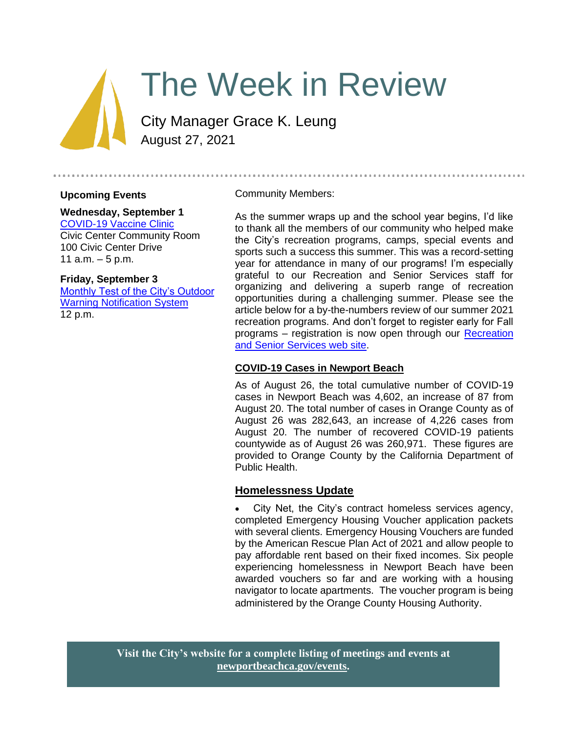# The Week in Review

City Manager Grace K. Leung
August 27, 2021

**Upcoming Events**

**Wednesday, September 1**
[COVID-19 Vaccine Clinic](COVID-19 Vaccine Clinic)
Civic Center Community Room
100 Civic Center Drive
11 a.m. – 5 p.m.

**Friday, September 3**
Monthly Test of the City's Outdoor Warning Notification System
12 p.m.

Community Members:

As the summer wraps up and the school year begins, I'd like to thank all the members of our community who helped make the City's recreation programs, camps, special events and sports such a success this summer. This was a record-setting year for attendance in many of our programs! I'm especially grateful to our Recreation and Senior Services staff for organizing and delivering a superb range of recreation opportunities during a challenging summer. Please see the article below for a by-the-numbers review of our summer 2021 recreation programs. And don't forget to register early for Fall programs – registration is now open through our Recreation and Senior Services web site.

## COVID-19 Cases in Newport Beach

As of August 26, the total cumulative number of COVID-19 cases in Newport Beach was 4,602, an increase of 87 from August 20. The total number of cases in Orange County as of August 26 was 282,643, an increase of 4,226 cases from August 20. The number of recovered COVID-19 patients countywide as of August 26 was 260,971. These figures are provided to Orange County by the California Department of Public Health.

## Homelessness Update

- City Net, the City's contract homeless services agency, completed Emergency Housing Voucher application packets with several clients. Emergency Housing Vouchers are funded by the American Rescue Plan Act of 2021 and allow people to pay affordable rent based on their fixed incomes. Six people experiencing homelessness in Newport Beach have been awarded vouchers so far and are working with a housing navigator to locate apartments. The voucher program is being administered by the Orange County Housing Authority.

**Visit the City's website for a complete listing of meetings and events at newportbeachca.gov/events.**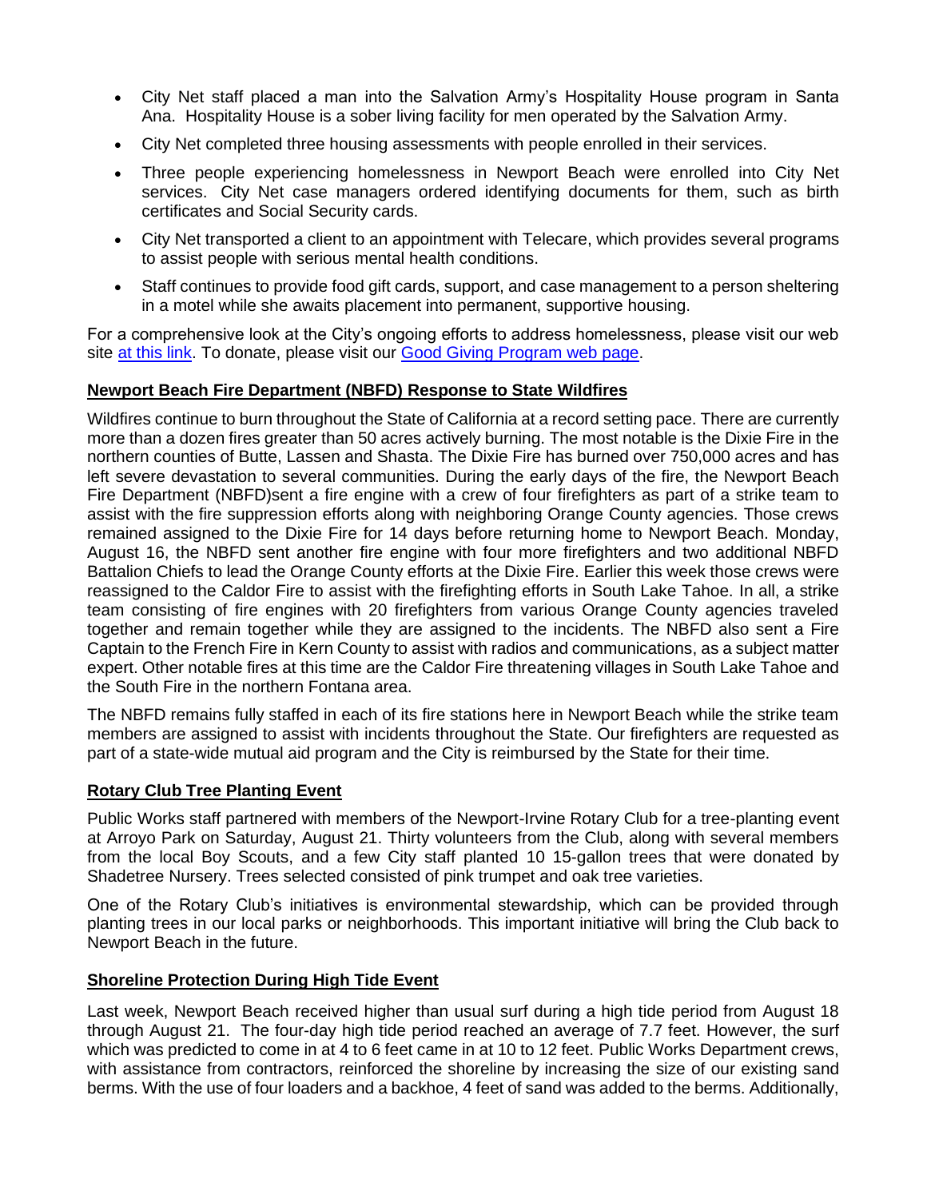- City Net staff placed a man into the Salvation Army's Hospitality House program in Santa Ana. Hospitality House is a sober living facility for men operated by the Salvation Army.
- City Net completed three housing assessments with people enrolled in their services.
- Three people experiencing homelessness in Newport Beach were enrolled into City Net services. City Net case managers ordered identifying documents for them, such as birth certificates and Social Security cards.
- City Net transported a client to an appointment with Telecare, which provides several programs to assist people with serious mental health conditions.
- Staff continues to provide food gift cards, support, and case management to a person sheltering in a motel while she awaits placement into permanent, supportive housing.

For a comprehensive look at the City's ongoing efforts to address homelessness, please visit our web site at this link. To donate, please visit our Good Giving Program web page.

**Newport Beach Fire Department (NBFD) Response to State Wildfires**

Wildfires continue to burn throughout the State of California at a record setting pace. There are currently more than a dozen fires greater than 50 acres actively burning. The most notable is the Dixie Fire in the northern counties of Butte, Lassen and Shasta. The Dixie Fire has burned over 750,000 acres and has left severe devastation to several communities. During the early days of the fire, the Newport Beach Fire Department (NBFD)sent a fire engine with a crew of four firefighters as part of a strike team to assist with the fire suppression efforts along with neighboring Orange County agencies. Those crews remained assigned to the Dixie Fire for 14 days before returning home to Newport Beach. Monday, August 16, the NBFD sent another fire engine with four more firefighters and two additional NBFD Battalion Chiefs to lead the Orange County efforts at the Dixie Fire. Earlier this week those crews were reassigned to the Caldor Fire to assist with the firefighting efforts in South Lake Tahoe. In all, a strike team consisting of fire engines with 20 firefighters from various Orange County agencies traveled together and remain together while they are assigned to the incidents. The NBFD also sent a Fire Captain to the French Fire in Kern County to assist with radios and communications, as a subject matter expert. Other notable fires at this time are the Caldor Fire threatening villages in South Lake Tahoe and the South Fire in the northern Fontana area.

The NBFD remains fully staffed in each of its fire stations here in Newport Beach while the strike team members are assigned to assist with incidents throughout the State. Our firefighters are requested as part of a state-wide mutual aid program and the City is reimbursed by the State for their time.

**Rotary Club Tree Planting Event**

Public Works staff partnered with members of the Newport-Irvine Rotary Club for a tree-planting event at Arroyo Park on Saturday, August 21. Thirty volunteers from the Club, along with several members from the local Boy Scouts, and a few City staff planted 10 15-gallon trees that were donated by Shadetree Nursery. Trees selected consisted of pink trumpet and oak tree varieties.

One of the Rotary Club's initiatives is environmental stewardship, which can be provided through planting trees in our local parks or neighborhoods. This important initiative will bring the Club back to Newport Beach in the future.

**Shoreline Protection During High Tide Event**

Last week, Newport Beach received higher than usual surf during a high tide period from August 18 through August 21. The four-day high tide period reached an average of 7.7 feet. However, the surf which was predicted to come in at 4 to 6 feet came in at 10 to 12 feet. Public Works Department crews, with assistance from contractors, reinforced the shoreline by increasing the size of our existing sand berms. With the use of four loaders and a backhoe, 4 feet of sand was added to the berms. Additionally,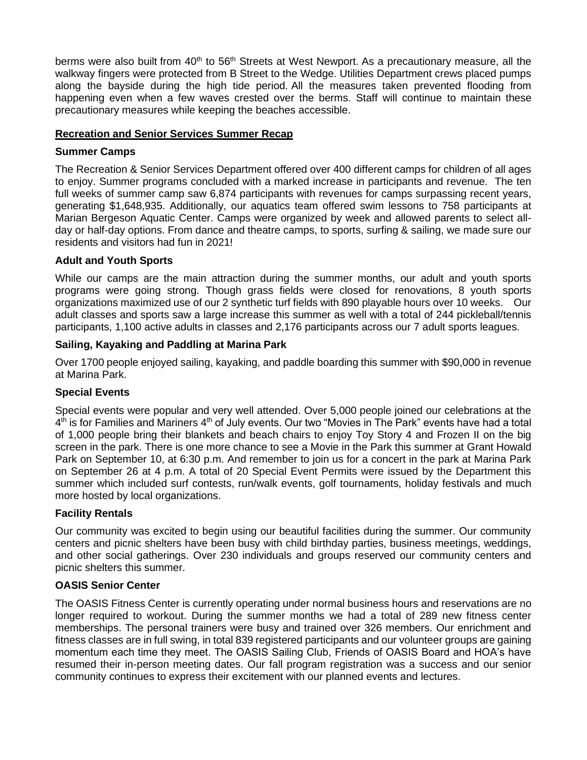berms were also built from 40th to 56th Streets at West Newport. As a precautionary measure, all the walkway fingers were protected from B Street to the Wedge. Utilities Department crews placed pumps along the bayside during the high tide period. All the measures taken prevented flooding from happening even when a few waves crested over the berms. Staff will continue to maintain these precautionary measures while keeping the beaches accessible.

## Recreation and Senior Services Summer Recap

### Summer Camps

The Recreation & Senior Services Department offered over 400 different camps for children of all ages to enjoy. Summer programs concluded with a marked increase in participants and revenue. The ten full weeks of summer camp saw 6,874 participants with revenues for camps surpassing recent years, generating $1,648,935. Additionally, our aquatics team offered swim lessons to 758 participants at Marian Bergeson Aquatic Center. Camps were organized by week and allowed parents to select all-day or half-day options. From dance and theatre camps, to sports, surfing & sailing, we made sure our residents and visitors had fun in 2021!

### Adult and Youth Sports

While our camps are the main attraction during the summer months, our adult and youth sports programs were going strong. Though grass fields were closed for renovations, 8 youth sports organizations maximized use of our 2 synthetic turf fields with 890 playable hours over 10 weeks. Our adult classes and sports saw a large increase this summer as well with a total of 244 pickleball/tennis participants, 1,100 active adults in classes and 2,176 participants across our 7 adult sports leagues.

### Sailing, Kayaking and Paddling at Marina Park

Over 1700 people enjoyed sailing, kayaking, and paddle boarding this summer with $90,000 in revenue at Marina Park.

### Special Events

Special events were popular and very well attended. Over 5,000 people joined our celebrations at the 4th is for Families and Mariners 4th of July events. Our two "Movies in The Park" events have had a total of 1,000 people bring their blankets and beach chairs to enjoy Toy Story 4 and Frozen II on the big screen in the park. There is one more chance to see a Movie in the Park this summer at Grant Howald Park on September 10, at 6:30 p.m. And remember to join us for a concert in the park at Marina Park on September 26 at 4 p.m. A total of 20 Special Event Permits were issued by the Department this summer which included surf contests, run/walk events, golf tournaments, holiday festivals and much more hosted by local organizations.

### Facility Rentals

Our community was excited to begin using our beautiful facilities during the summer. Our community centers and picnic shelters have been busy with child birthday parties, business meetings, weddings, and other social gatherings. Over 230 individuals and groups reserved our community centers and picnic shelters this summer.

### OASIS Senior Center

The OASIS Fitness Center is currently operating under normal business hours and reservations are no longer required to workout. During the summer months we had a total of 289 new fitness center memberships. The personal trainers were busy and trained over 326 members. Our enrichment and fitness classes are in full swing, in total 839 registered participants and our volunteer groups are gaining momentum each time they meet. The OASIS Sailing Club, Friends of OASIS Board and HOA's have resumed their in-person meeting dates. Our fall program registration was a success and our senior community continues to express their excitement with our planned events and lectures.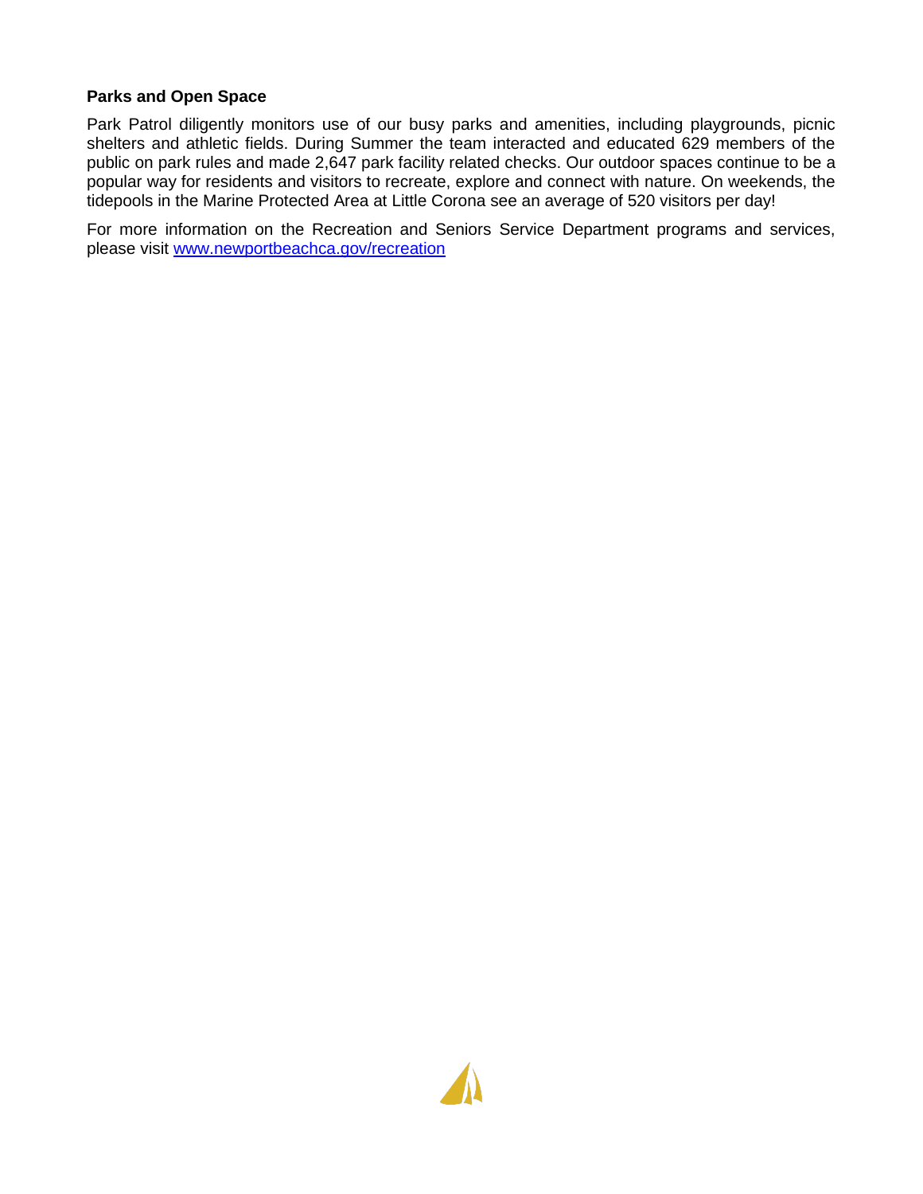**Parks and Open Space**

Park Patrol diligently monitors use of our busy parks and amenities, including playgrounds, picnic shelters and athletic fields. During Summer the team interacted and educated 629 members of the public on park rules and made 2,647 park facility related checks. Our outdoor spaces continue to be a popular way for residents and visitors to recreate, explore and connect with nature. On weekends, the tidepools in the Marine Protected Area at Little Corona see an average of 520 visitors per day!

For more information on the Recreation and Seniors Service Department programs and services, please visit [www.newportbeachca.gov/recreation](http://www.newportbeachca.gov/recreation)